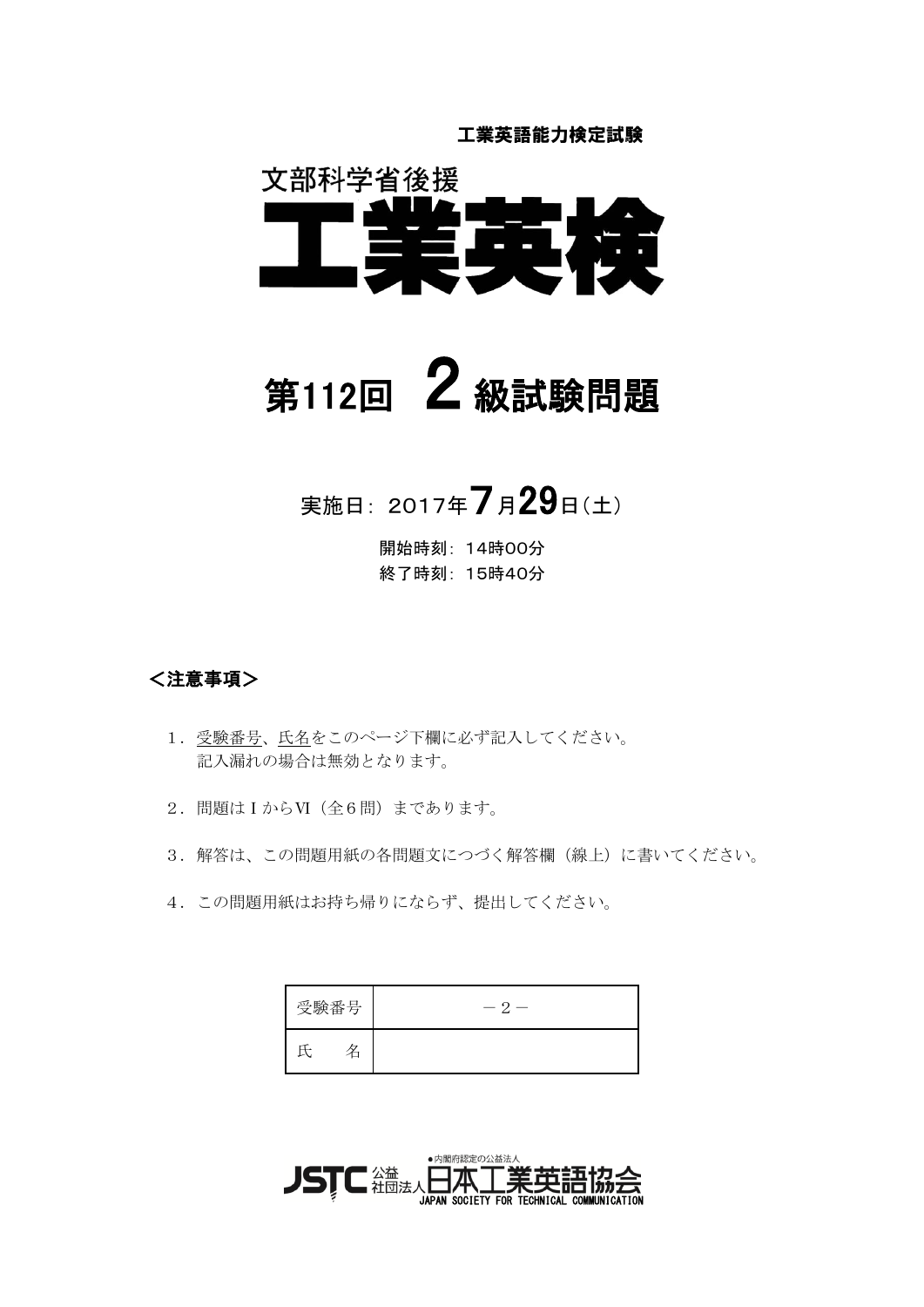工業英語能力検定試験

文部科学省後援

# 工業英検

## 第112回　2 級試験問題

実施日：2017年7月29日（土）

開始時刻：14時00分
終了時刻：15時40分

**＜注意事項＞**

1．受験番号、氏名をこのページ下欄に必ず記入してください。
　　記入漏れの場合は無効となります。

2．問題はⅠからⅥ（全６問）まであります。

3．解答は、この問題用紙の各問題文につづく解答欄（線上）に書いてください。

4．この問題用紙はお持ち帰りにならず、提出してください。

| 受験番号 | －２－ |
|---|---|
| 氏　　名 | |

JSTC 公益社団法人日本工業英語協会
●内閣府認定の公益法人
JAPAN SOCIETY FOR TECHNICAL COMMUNICATION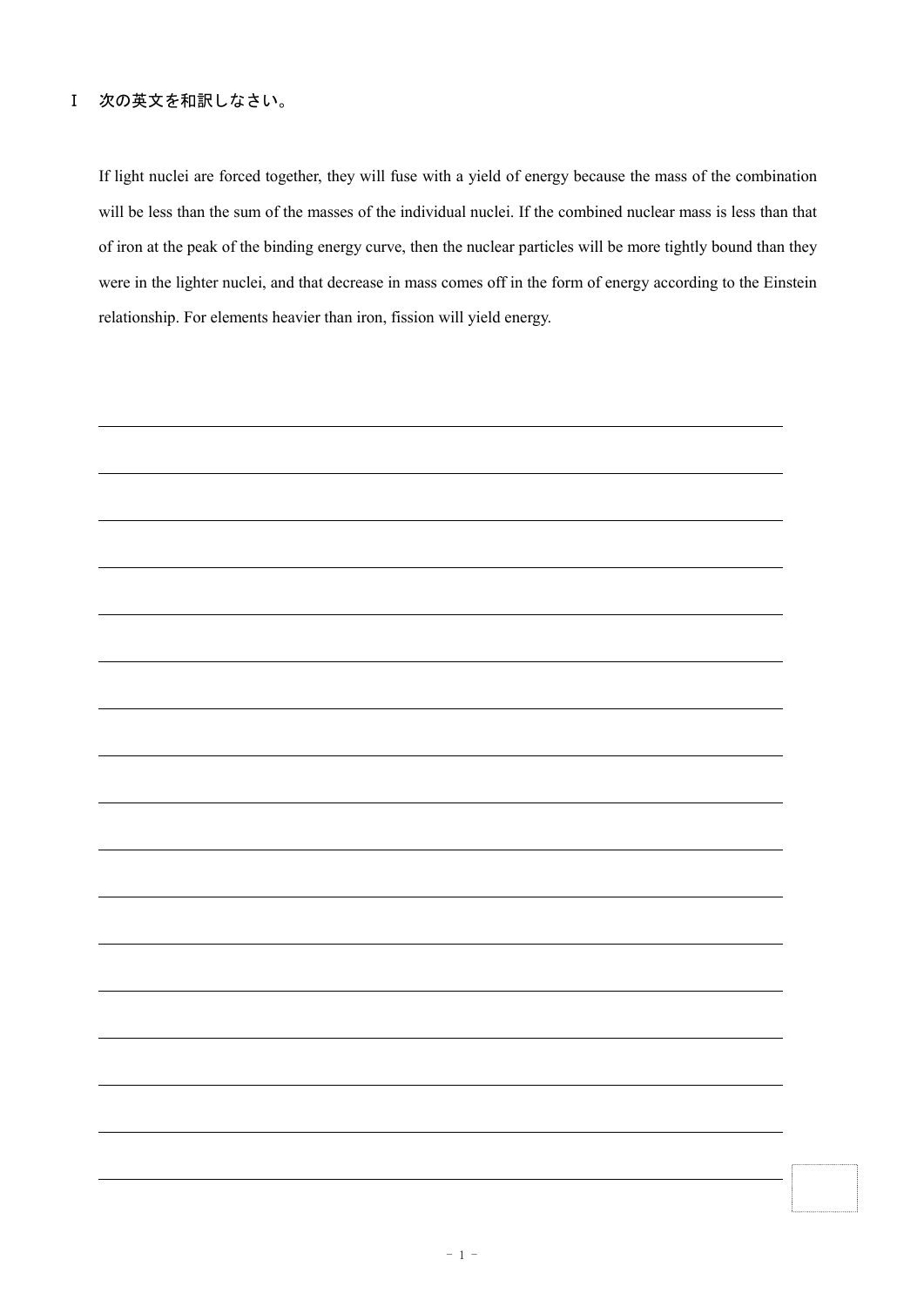Ⅰ　次の英文を和訳しなさい。

If light nuclei are forced together, they will fuse with a yield of energy because the mass of the combination will be less than the sum of the masses of the individual nuclei. If the combined nuclear mass is less than that of iron at the peak of the binding energy curve, then the nuclear particles will be more tightly bound than they were in the lighter nuclei, and that decrease in mass comes off in the form of energy according to the Einstein relationship. For elements heavier than iron, fission will yield energy.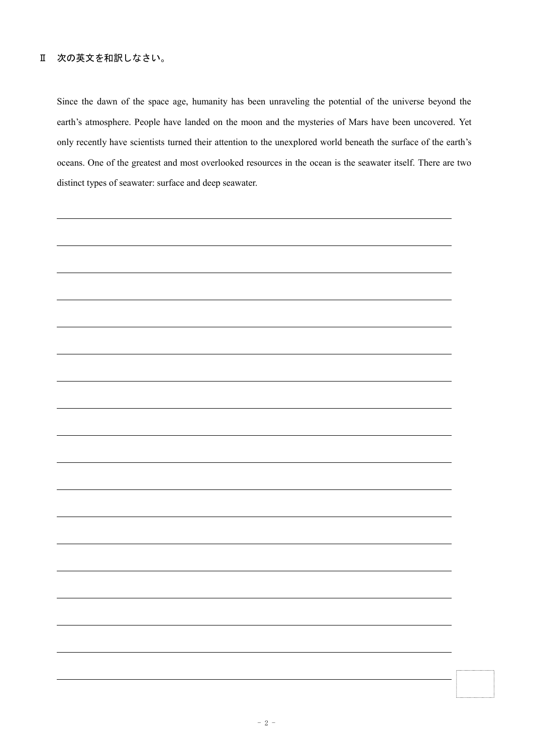Ⅱ　次の英文を和訳しなさい。

Since the dawn of the space age, humanity has been unraveling the potential of the universe beyond the earth's atmosphere. People have landed on the moon and the mysteries of Mars have been uncovered. Yet only recently have scientists turned their attention to the unexplored world beneath the surface of the earth's oceans. One of the greatest and most overlooked resources in the ocean is the seawater itself. There are two distinct types of seawater: surface and deep seawater.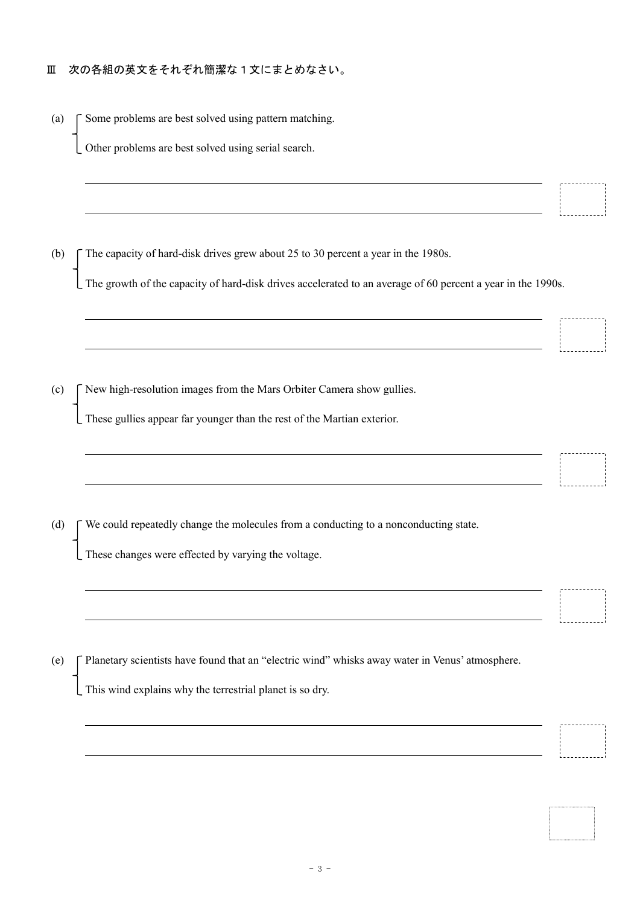Ⅲ　次の各組の英文をそれぞれ簡潔な１文にまとめなさい。

(a)
- Some problems are best solved using pattern matching.
- Other problems are best solved using serial search.

(b)
- The capacity of hard-disk drives grew about 25 to 30 percent a year in the 1980s.
- The growth of the capacity of hard-disk drives accelerated to an average of 60 percent a year in the 1990s.

(c)
- New high-resolution images from the Mars Orbiter Camera show gullies.
- These gullies appear far younger than the rest of the Martian exterior.

(d)
- We could repeatedly change the molecules from a conducting to a nonconducting state.
- These changes were effected by varying the voltage.

(e)
- Planetary scientists have found that an “electric wind” whisks away water in Venus’ atmosphere.
- This wind explains why the terrestrial planet is so dry.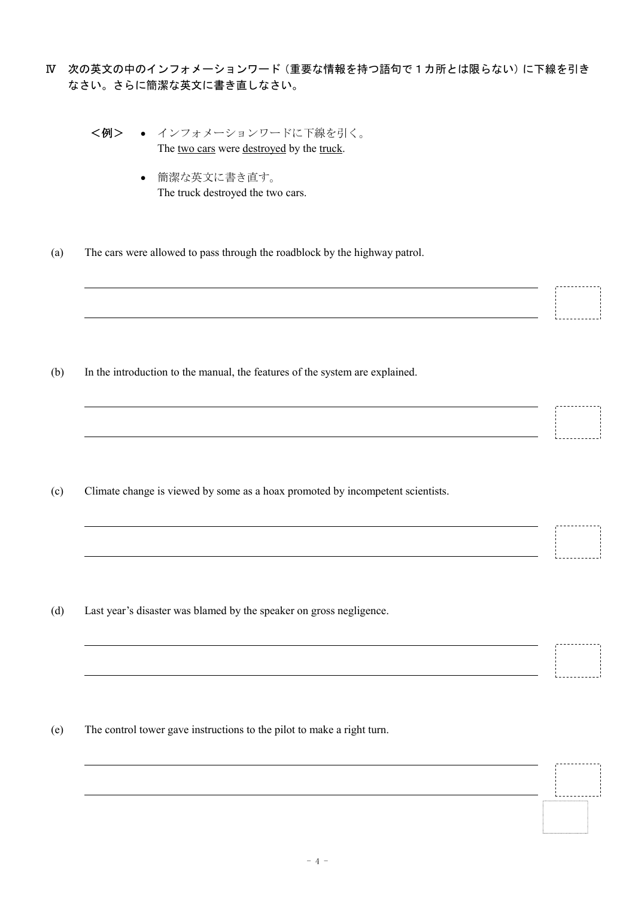Ⅳ　次の英文の中のインフォメーションワード（重要な情報を持つ語句で１カ所とは限らない）に下線を引きなさい。さらに簡潔な英文に書き直しなさい。

＜例＞
- インフォメーションワードに下線を引く。
  The <u>two cars</u> were <u>destroyed</u> by the <u>truck</u>.
- 簡潔な英文に書き直す。
  The truck destroyed the two cars.

(a)　The cars were allowed to pass through the roadblock by the highway patrol.

(b)　In the introduction to the manual, the features of the system are explained.

(c)　Climate change is viewed by some as a hoax promoted by incompetent scientists.

(d)　Last year's disaster was blamed by the speaker on gross negligence.

(e)　The control tower gave instructions to the pilot to make a right turn.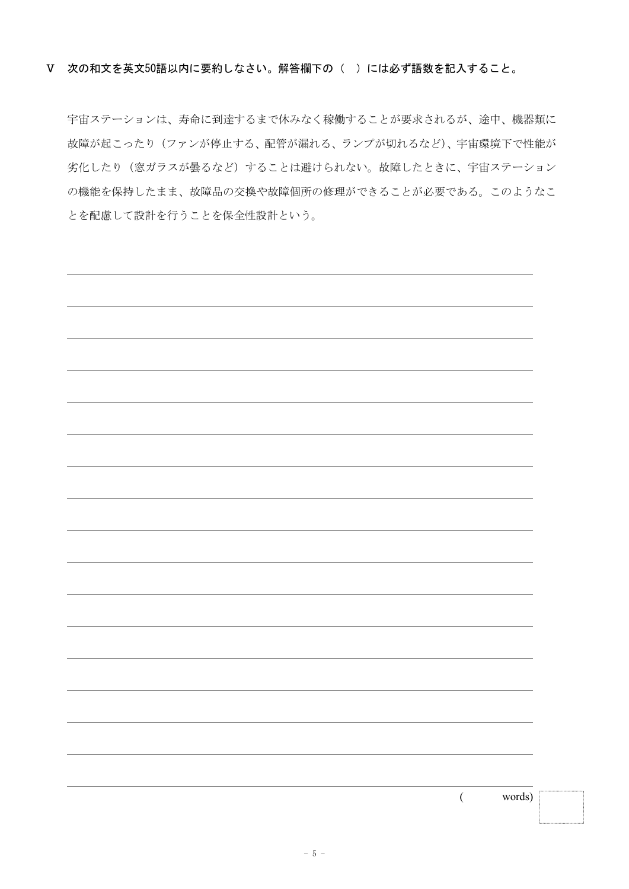**V　次の和文を英文50語以内に要約しなさい。解答欄下の（　）には必ず語数を記入すること。**

宇宙ステーションは、寿命に到達するまで休みなく稼働することが要求されるが、途中、機器類に故障が起こったり（ファンが停止する、配管が漏れる、ランプが切れるなど）、宇宙環境下で性能が劣化したり（窓ガラスが曇るなど）することは避けられない。故障したときに、宇宙ステーションの機能を保持したまま、故障品の交換や故障個所の修理ができることが必要である。このようなことを配慮して設計を行うことを保全性設計という。

(　　　words)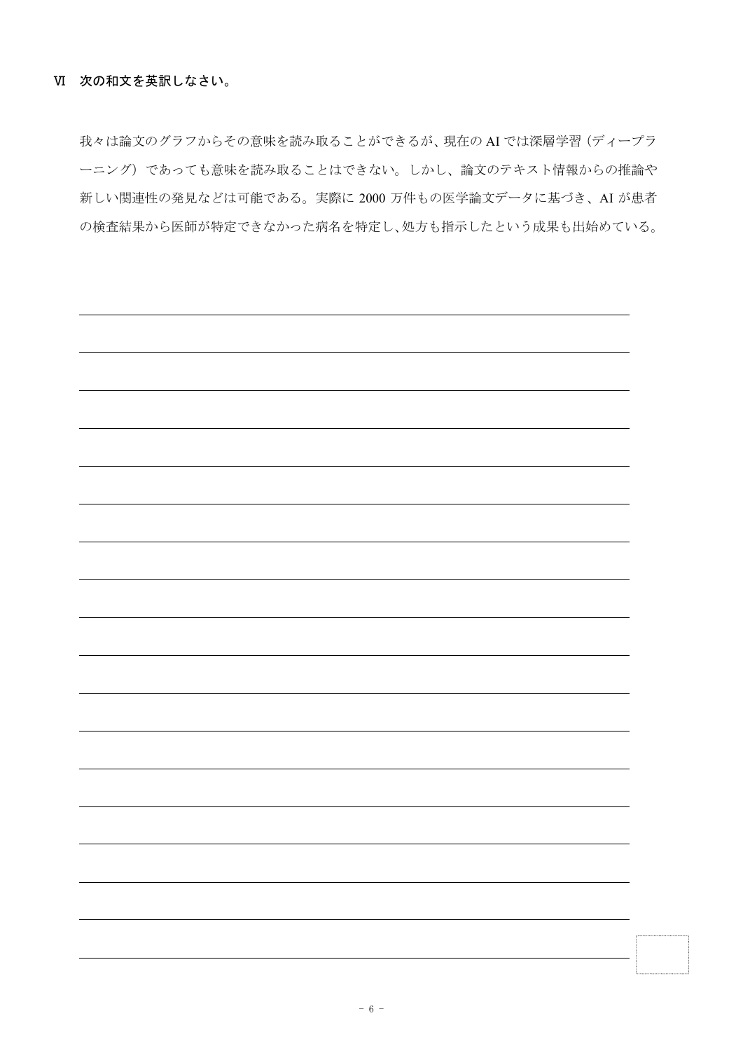## Ⅵ 次の和文を英訳しなさい。

我々は論文のグラフからその意味を読み取ることができるが、現在の AI では深層学習（ディープラーニング）であっても意味を読み取ることはできない。しかし、論文のテキスト情報からの推論や新しい関連性の発見などは可能である。実際に 2000 万件もの医学論文データに基づき、AI が患者の検査結果から医師が特定できなかった病名を特定し、処方も指示したという成果も出始めている。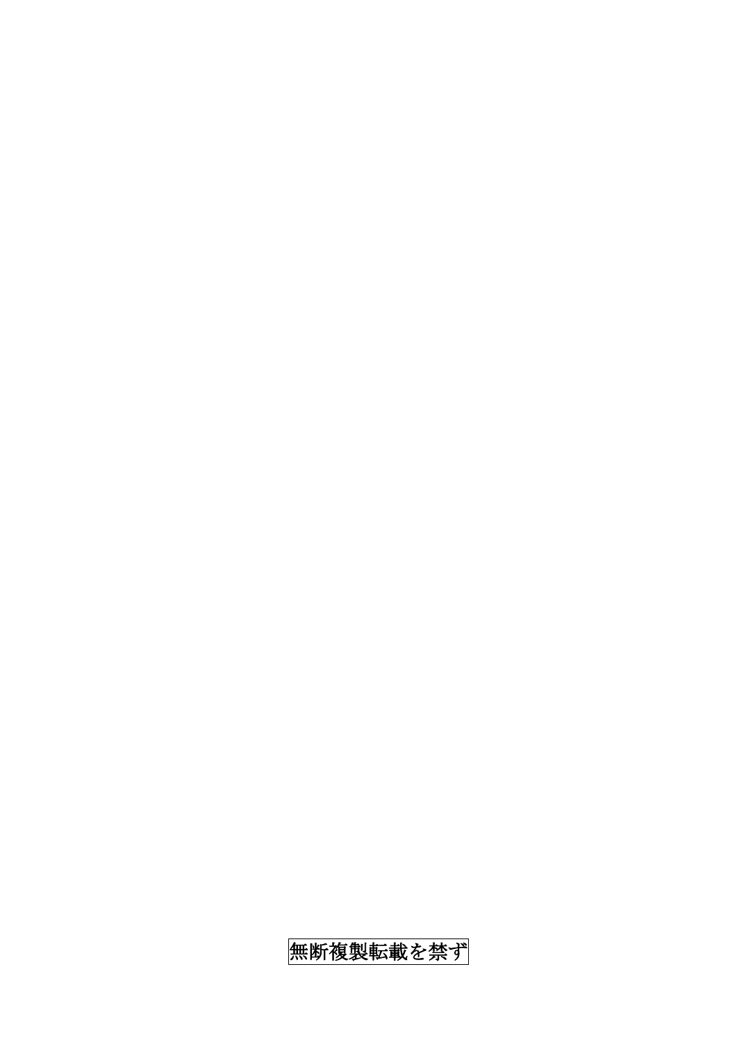無断複製転載を禁ず